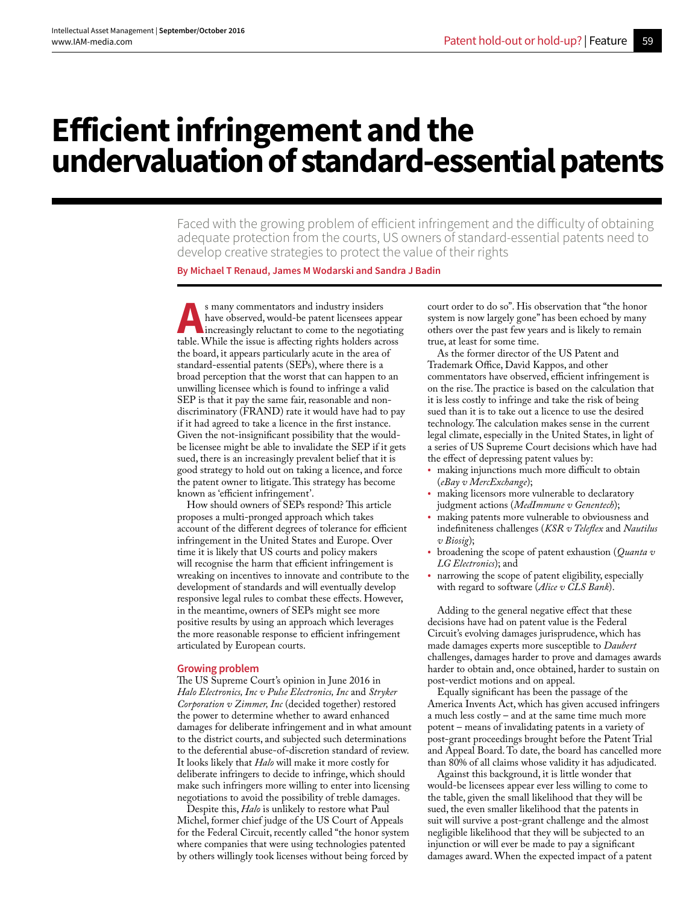# Efficient infringement and the undervaluation of standard-essential patents

Faced with the growing problem of efficient infringement and the difficulty of obtaining adequate protection from the courts, US owners of standard-essential patents need to develop creative strategies to protect the value of their rights

**By Michael T Renaud, James M Wodarski and Sandra J Badin**

As many commentators and industry insiders have observed, would-be patent licensees appear increasingly reluctant to come to the negotiating table. While the issue is affecting rights holders across the board, it appears particularly acute in the area of standard-essential patents (SEPs), where there is a broad perception that the worst that can happen to an unwilling licensee which is found to infringe a valid SEP is that it pay the same fair, reasonable and non-discriminatory (FRAND) rate it would have had to pay if it had agreed to take a licence in the first instance. Given the not-insignificant possibility that the would-be licensee might be able to invalidate the SEP if it gets sued, there is an increasingly prevalent belief that it is good strategy to hold out on taking a licence, and force the patent owner to litigate. This strategy has become known as 'efficient infringement'.

How should owners of SEPs respond? This article proposes a multi-pronged approach which takes account of the different degrees of tolerance for efficient infringement in the United States and Europe. Over time it is likely that US courts and policy makers will recognise the harm that efficient infringement is wreaking on incentives to innovate and contribute to the development of standards and will eventually develop responsive legal rules to combat these effects. However, in the meantime, owners of SEPs might see more positive results by using an approach which leverages the more reasonable response to efficient infringement articulated by European courts.

## Growing problem

The US Supreme Court's opinion in June 2016 in *Halo Electronics, Inc v Pulse Electronics, Inc* and *Stryker Corporation v Zimmer, Inc* (decided together) restored the power to determine whether to award enhanced damages for deliberate infringement and in what amount to the district courts, and subjected such determinations to the deferential abuse-of-discretion standard of review. It looks likely that *Halo* will make it more costly for deliberate infringers to decide to infringe, which should make such infringers more willing to enter into licensing negotiations to avoid the possibility of treble damages.

Despite this, *Halo* is unlikely to restore what Paul Michel, former chief judge of the US Court of Appeals for the Federal Circuit, recently called "the honor system where companies that were using technologies patented by others willingly took licenses without being forced by court order to do so". His observation that "the honor system is now largely gone" has been echoed by many others over the past few years and is likely to remain true, at least for some time.

As the former director of the US Patent and Trademark Office, David Kappos, and other commentators have observed, efficient infringement is on the rise. The practice is based on the calculation that it is less costly to infringe and take the risk of being sued than it is to take out a licence to use the desired technology. The calculation makes sense in the current legal climate, especially in the United States, in light of a series of US Supreme Court decisions which have had the effect of depressing patent values by:

- making injunctions much more difficult to obtain (*eBay v MercExchange*);
- making licensors more vulnerable to declaratory judgment actions (*MedImmune v Genentech*);
- making patents more vulnerable to obviousness and indefiniteness challenges (*KSR v Teleflex* and *Nautilus v Biosig*);
- broadening the scope of patent exhaustion (*Quanta v LG Electronics*); and
- narrowing the scope of patent eligibility, especially with regard to software (*Alice v CLS Bank*).

Adding to the general negative effect that these decisions have had on patent value is the Federal Circuit's evolving damages jurisprudence, which has made damages experts more susceptible to *Daubert* challenges, damages harder to prove and damages awards harder to obtain and, once obtained, harder to sustain on post-verdict motions and on appeal.

Equally significant has been the passage of the America Invents Act, which has given accused infringers a much less costly – and at the same time much more potent – means of invalidating patents in a variety of post-grant proceedings brought before the Patent Trial and Appeal Board. To date, the board has cancelled more than 80% of all claims whose validity it has adjudicated.

Against this background, it is little wonder that would-be licensees appear ever less willing to come to the table, given the small likelihood that they will be sued, the even smaller likelihood that the patents in suit will survive a post-grant challenge and the almost negligible likelihood that they will be subjected to an injunction or will ever be made to pay a significant damages award. When the expected impact of a patent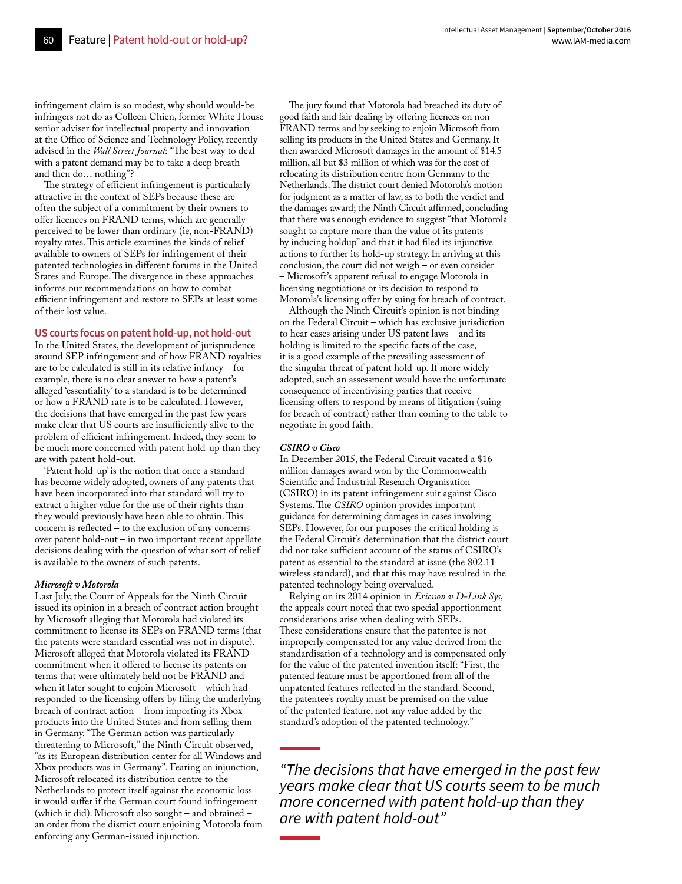infringement claim is so modest, why should would-be infringers not do as Colleen Chien, former White House senior adviser for intellectual property and innovation at the Office of Science and Technology Policy, recently advised in the *Wall Street Journal*: "The best way to deal with a patent demand may be to take a deep breath – and then do… nothing"?

The strategy of efficient infringement is particularly attractive in the context of SEPs because these are often the subject of a commitment by their owners to offer licences on FRAND terms, which are generally perceived to be lower than ordinary (ie, non-FRAND) royalty rates. This article examines the kinds of relief available to owners of SEPs for infringement of their patented technologies in different forums in the United States and Europe. The divergence in these approaches informs our recommendations on how to combat efficient infringement and restore to SEPs at least some of their lost value.

## US courts focus on patent hold-up, not hold-out

In the United States, the development of jurisprudence around SEP infringement and of how FRAND royalties are to be calculated is still in its relative infancy – for example, there is no clear answer to how a patent's alleged 'essentiality' to a standard is to be determined or how a FRAND rate is to be calculated. However, the decisions that have emerged in the past few years make clear that US courts are insufficiently alive to the problem of efficient infringement. Indeed, they seem to be much more concerned with patent hold-up than they are with patent hold-out.

'Patent hold-up' is the notion that once a standard has become widely adopted, owners of any patents that have been incorporated into that standard will try to extract a higher value for the use of their rights than they would previously have been able to obtain. This concern is reflected – to the exclusion of any concerns over patent hold-out – in two important recent appellate decisions dealing with the question of what sort of relief is available to the owners of such patents.

### *Microsoft v Motorola*

Last July, the Court of Appeals for the Ninth Circuit issued its opinion in a breach of contract action brought by Microsoft alleging that Motorola had violated its commitment to license its SEPs on FRAND terms (that the patents were standard essential was not in dispute). Microsoft alleged that Motorola violated its FRAND commitment when it offered to license its patents on terms that were ultimately held not be FRAND and when it later sought to enjoin Microsoft – which had responded to the licensing offers by filing the underlying breach of contract action – from importing its Xbox products into the United States and from selling them in Germany. "The German action was particularly threatening to Microsoft," the Ninth Circuit observed, "as its European distribution center for all Windows and Xbox products was in Germany". Fearing an injunction, Microsoft relocated its distribution centre to the Netherlands to protect itself against the economic loss it would suffer if the German court found infringement (which it did). Microsoft also sought – and obtained – an order from the district court enjoining Motorola from enforcing any German-issued injunction.

The jury found that Motorola had breached its duty of good faith and fair dealing by offering licences on non-FRAND terms and by seeking to enjoin Microsoft from selling its products in the United States and Germany. It then awarded Microsoft damages in the amount of $14.5 million, all but $3 million of which was for the cost of relocating its distribution centre from Germany to the Netherlands. The district court denied Motorola's motion for judgment as a matter of law, as to both the verdict and the damages award; the Ninth Circuit affirmed, concluding that there was enough evidence to suggest "that Motorola sought to capture more than the value of its patents by inducing holdup" and that it had filed its injunctive actions to further its hold-up strategy. In arriving at this conclusion, the court did not weigh – or even consider – Microsoft's apparent refusal to engage Motorola in licensing negotiations or its decision to respond to Motorola's licensing offer by suing for breach of contract.

Although the Ninth Circuit's opinion is not binding on the Federal Circuit – which has exclusive jurisdiction to hear cases arising under US patent laws – and its holding is limited to the specific facts of the case, it is a good example of the prevailing assessment of the singular threat of patent hold-up. If more widely adopted, such an assessment would have the unfortunate consequence of incentivising parties that receive licensing offers to respond by means of litigation (suing for breach of contract) rather than coming to the table to negotiate in good faith.

### *CSIRO v Cisco*

In December 2015, the Federal Circuit vacated a $16 million damages award won by the Commonwealth Scientific and Industrial Research Organisation (CSIRO) in its patent infringement suit against Cisco Systems. The *CSIRO* opinion provides important guidance for determining damages in cases involving SEPs. However, for our purposes the critical holding is the Federal Circuit's determination that the district court did not take sufficient account of the status of CSIRO's patent as essential to the standard at issue (the 802.11 wireless standard), and that this may have resulted in the patented technology being overvalued.

Relying on its 2014 opinion in *Ericsson v D-Link Sys*, the appeals court noted that two special apportionment considerations arise when dealing with SEPs. These considerations ensure that the patentee is not improperly compensated for any value derived from the standardisation of a technology and is compensated only for the value of the patented invention itself: "First, the patented feature must be apportioned from all of the unpatented features reflected in the standard. Second, the patentee's royalty must be premised on the value of the patented feature, not any value added by the standard's adoption of the patented technology."

> *"The decisions that have emerged in the past few years make clear that US courts seem to be much more concerned with patent hold-up than they are with patent hold-out"*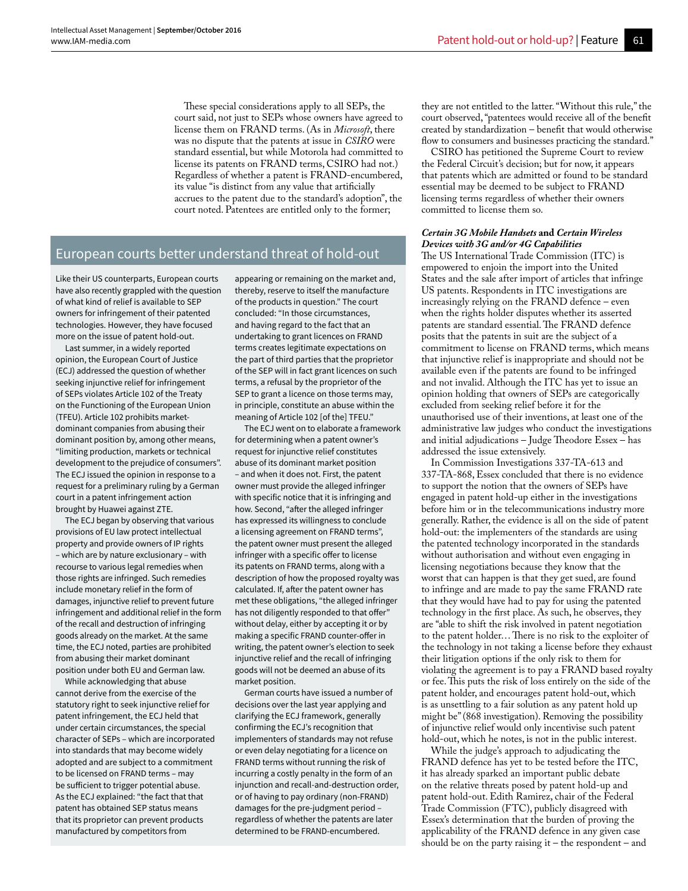These special considerations apply to all SEPs, the court said, not just to SEPs whose owners have agreed to license them on FRAND terms. (As in *Microsoft*, there was no dispute that the patents at issue in *CSIRO* were standard essential, but while Motorola had committed to license its patents on FRAND terms, CSIRO had not.) Regardless of whether a patent is FRAND-encumbered, its value "is distinct from any value that artificially accrues to the patent due to the standard's adoption", the court noted. Patentees are entitled only to the former; they are not entitled to the latter. "Without this rule," the court observed, "patentees would receive all of the benefit created by standardization – benefit that would otherwise flow to consumers and businesses practicing the standard."

CSIRO has petitioned the Supreme Court to review the Federal Circuit's decision; but for now, it appears that patents which are admitted or found to be standard essential may be deemed to be subject to FRAND licensing terms regardless of whether their owners committed to license them so.

### European courts better understand threat of hold-out

Like their US counterparts, European courts have also recently grappled with the question of what kind of relief is available to SEP owners for infringement of their patented technologies. However, they have focused more on the issue of patent hold-out.

Last summer, in a widely reported opinion, the European Court of Justice (ECJ) addressed the question of whether seeking injunctive relief for infringement of SEPs violates Article 102 of the Treaty on the Functioning of the European Union (TFEU). Article 102 prohibits market-dominant companies from abusing their dominant position by, among other means, "limiting production, markets or technical development to the prejudice of consumers". The ECJ issued the opinion in response to a request for a preliminary ruling by a German court in a patent infringement action brought by Huawei against ZTE.

The ECJ began by observing that various provisions of EU law protect intellectual property and provide owners of IP rights – which are by nature exclusionary – with recourse to various legal remedies when those rights are infringed. Such remedies include monetary relief in the form of damages, injunctive relief to prevent future infringement and additional relief in the form of the recall and destruction of infringing goods already on the market. At the same time, the ECJ noted, parties are prohibited from abusing their market dominant position under both EU and German law.

While acknowledging that abuse cannot derive from the exercise of the statutory right to seek injunctive relief for patent infringement, the ECJ held that under certain circumstances, the special character of SEPs – which are incorporated into standards that may become widely adopted and are subject to a commitment to be licensed on FRAND terms – may be sufficient to trigger potential abuse. As the ECJ explained: "the fact that that patent has obtained SEP status means that its proprietor can prevent products manufactured by competitors from appearing or remaining on the market and, thereby, reserve to itself the manufacture of the products in question." The court concluded: "In those circumstances, and having regard to the fact that an undertaking to grant licences on FRAND terms creates legitimate expectations on the part of third parties that the proprietor of the SEP will in fact grant licences on such terms, a refusal by the proprietor of the SEP to grant a licence on those terms may, in principle, constitute an abuse within the meaning of Article 102 [of the] TFEU."

The ECJ went on to elaborate a framework for determining when a patent owner's request for injunctive relief constitutes abuse of its dominant market position – and when it does not. First, the patent owner must provide the alleged infringer with specific notice that it is infringing and how. Second, "after the alleged infringer has expressed its willingness to conclude a licensing agreement on FRAND terms", the patent owner must present the alleged infringer with a specific offer to license its patents on FRAND terms, along with a description of how the proposed royalty was calculated. If, after the patent owner has met these obligations, "the alleged infringer has not diligently responded to that offer" without delay, either by accepting it or by making a specific FRAND counter-offer in writing, the patent owner's election to seek injunctive relief and the recall of infringing goods will not be deemed an abuse of its market position.

German courts have issued a number of decisions over the last year applying and clarifying the ECJ framework, generally confirming the ECJ's recognition that implementers of standards may not refuse or even delay negotiating for a licence on FRAND terms without running the risk of incurring a costly penalty in the form of an injunction and recall-and-destruction order, or of having to pay ordinary (non-FRAND) damages for the pre-judgment period – regardless of whether the patents are later determined to be FRAND-encumbered.

### *Certain 3G Mobile Handsets* and *Certain Wireless Devices with 3G and/or 4G Capabilities*

The US International Trade Commission (ITC) is empowered to enjoin the import into the United States and the sale after import of articles that infringe US patents. Respondents in ITC investigations are increasingly relying on the FRAND defence – even when the rights holder disputes whether its asserted patents are standard essential. The FRAND defence posits that the patents in suit are the subject of a commitment to license on FRAND terms, which means that injunctive relief is inappropriate and should not be available even if the patents are found to be infringed and not invalid. Although the ITC has yet to issue an opinion holding that owners of SEPs are categorically excluded from seeking relief before it for the unauthorised use of their inventions, at least one of the administrative law judges who conduct the investigations and initial adjudications – Judge Theodore Essex – has addressed the issue extensively.

In Commission Investigations 337-TA-613 and 337-TA-868, Essex concluded that there is no evidence to support the notion that the owners of SEPs have engaged in patent hold-up either in the investigations before him or in the telecommunications industry more generally. Rather, the evidence is all on the side of patent hold-out: the implementers of the standards are using the patented technology incorporated in the standards without authorisation and without even engaging in licensing negotiations because they know that the worst that can happen is that they get sued, are found to infringe and are made to pay the same FRAND rate that they would have had to pay for using the patented technology in the first place. As such, he observes, they are "able to shift the risk involved in patent negotiation to the patent holder… There is no risk to the exploiter of the technology in not taking a license before they exhaust their litigation options if the only risk to them for violating the agreement is to pay a FRAND based royalty or fee. This puts the risk of loss entirely on the side of the patent holder, and encourages patent hold-out, which is as unsettling to a fair solution as any patent hold up might be" (868 investigation). Removing the possibility of injunctive relief would only incentivise such patent hold-out, which he notes, is not in the public interest.

While the judge's approach to adjudicating the FRAND defence has yet to be tested before the ITC, it has already sparked an important public debate on the relative threats posed by patent hold-up and patent hold-out. Edith Ramirez, chair of the Federal Trade Commission (FTC), publicly disagreed with Essex's determination that the burden of proving the applicability of the FRAND defence in any given case should be on the party raising it – the respondent – and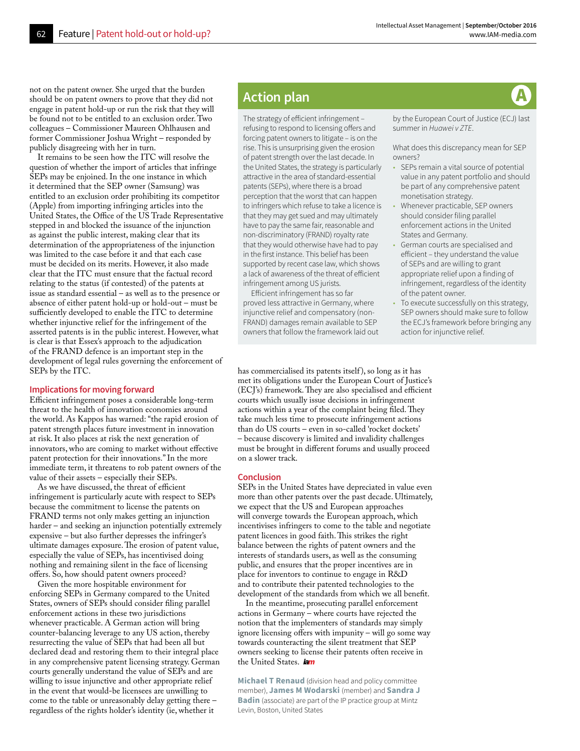not on the patent owner. She urged that the burden should be on patent owners to prove that they did not engage in patent hold-up or run the risk that they will be found not to be entitled to an exclusion order. Two colleagues – Commissioner Maureen Ohlhausen and former Commissioner Joshua Wright – responded by publicly disagreeing with her in turn.

It remains to be seen how the ITC will resolve the question of whether the import of articles that infringe SEPs may be enjoined. In the one instance in which it determined that the SEP owner (Samsung) was entitled to an exclusion order prohibiting its competitor (Apple) from importing infringing articles into the United States, the Office of the US Trade Representative stepped in and blocked the issuance of the injunction as against the public interest, making clear that its determination of the appropriateness of the injunction was limited to the case before it and that each case must be decided on its merits. However, it also made clear that the ITC must ensure that the factual record relating to the status (if contested) of the patents at issue as standard essential – as well as to the presence or absence of either patent hold-up or hold-out – must be sufficiently developed to enable the ITC to determine whether injunctive relief for the infringement of the asserted patents is in the public interest. However, what is clear is that Essex's approach to the adjudication of the FRAND defence is an important step in the development of legal rules governing the enforcement of SEPs by the ITC.

## Implications for moving forward

Efficient infringement poses a considerable long-term threat to the health of innovation economies around the world. As Kappos has warned: "the rapid erosion of patent strength places future investment in innovation at risk. It also places at risk the next generation of innovators, who are coming to market without effective patent protection for their innovations." In the more immediate term, it threatens to rob patent owners of the value of their assets – especially their SEPs.

As we have discussed, the threat of efficient infringement is particularly acute with respect to SEPs because the commitment to license the patents on FRAND terms not only makes getting an injunction harder – and seeking an injunction potentially extremely expensive – but also further depresses the infringer's ultimate damages exposure. The erosion of patent value, especially the value of SEPs, has incentivised doing nothing and remaining silent in the face of licensing offers. So, how should patent owners proceed?

Given the more hospitable environment for enforcing SEPs in Germany compared to the United States, owners of SEPs should consider filing parallel enforcement actions in these two jurisdictions whenever practicable. A German action will bring counter-balancing leverage to any US action, thereby resurrecting the value of SEPs that had been all but declared dead and restoring them to their integral place in any comprehensive patent licensing strategy. German courts generally understand the value of SEPs and are willing to issue injunctive and other appropriate relief in the event that would-be licensees are unwilling to come to the table or unreasonably delay getting there – regardless of the rights holder's identity (ie, whether it has commercialised its patents itself), so long as it has met its obligations under the European Court of Justice's (ECJ's) framework. They are also specialised and efficient courts which usually issue decisions in infringement actions within a year of the complaint being filed. They take much less time to prosecute infringement actions than do US courts – even in so-called 'rocket dockets' – because discovery is limited and invalidity challenges must be brought in different forums and usually proceed on a slower track.

## Action plan

The strategy of efficient infringement – refusing to respond to licensing offers and forcing patent owners to litigate – is on the rise. This is unsurprising given the erosion of patent strength over the last decade. In the United States, the strategy is particularly attractive in the area of standard-essential patents (SEPs), where there is a broad perception that the worst that can happen to infringers which refuse to take a licence is that they may get sued and may ultimately have to pay the same fair, reasonable and non-discriminatory (FRAND) royalty rate that they would otherwise have had to pay in the first instance. This belief has been supported by recent case law, which shows a lack of awareness of the threat of efficient infringement among US jurists.

Efficient infringement has so far proved less attractive in Germany, where injunctive relief and compensatory (non-FRAND) damages remain available to SEP owners that follow the framework laid out by the European Court of Justice (ECJ) last summer in *Huawei v ZTE*.

What does this discrepancy mean for SEP owners?

- SEPs remain a vital source of potential value in any patent portfolio and should be part of any comprehensive patent monetisation strategy.
- Whenever practicable, SEP owners should consider filing parallel enforcement actions in the United States and Germany.
- German courts are specialised and efficient – they understand the value of SEPs and are willing to grant appropriate relief upon a finding of infringement, regardless of the identity of the patent owner.
- To execute successfully on this strategy, SEP owners should make sure to follow the ECJ's framework before bringing any action for injunctive relief.

## Conclusion

SEPs in the United States have depreciated in value even more than other patents over the past decade. Ultimately, we expect that the US and European approaches will converge towards the European approach, which incentivises infringers to come to the table and negotiate patent licences in good faith. This strikes the right balance between the rights of patent owners and the interests of standards users, as well as the consuming public, and ensures that the proper incentives are in place for inventors to continue to engage in R&D and to contribute their patented technologies to the development of the standards from which we all benefit.

In the meantime, prosecuting parallel enforcement actions in Germany – where courts have rejected the notion that the implementers of standards may simply ignore licensing offers with impunity – will go some way towards counteracting the silent treatment that SEP owners seeking to license their patents often receive in the United States. *iam*

**Michael T Renaud** (division head and policy committee member), **James M Wodarski** (member) and **Sandra J Badin** (associate) are part of the IP practice group at Mintz Levin, Boston, United States